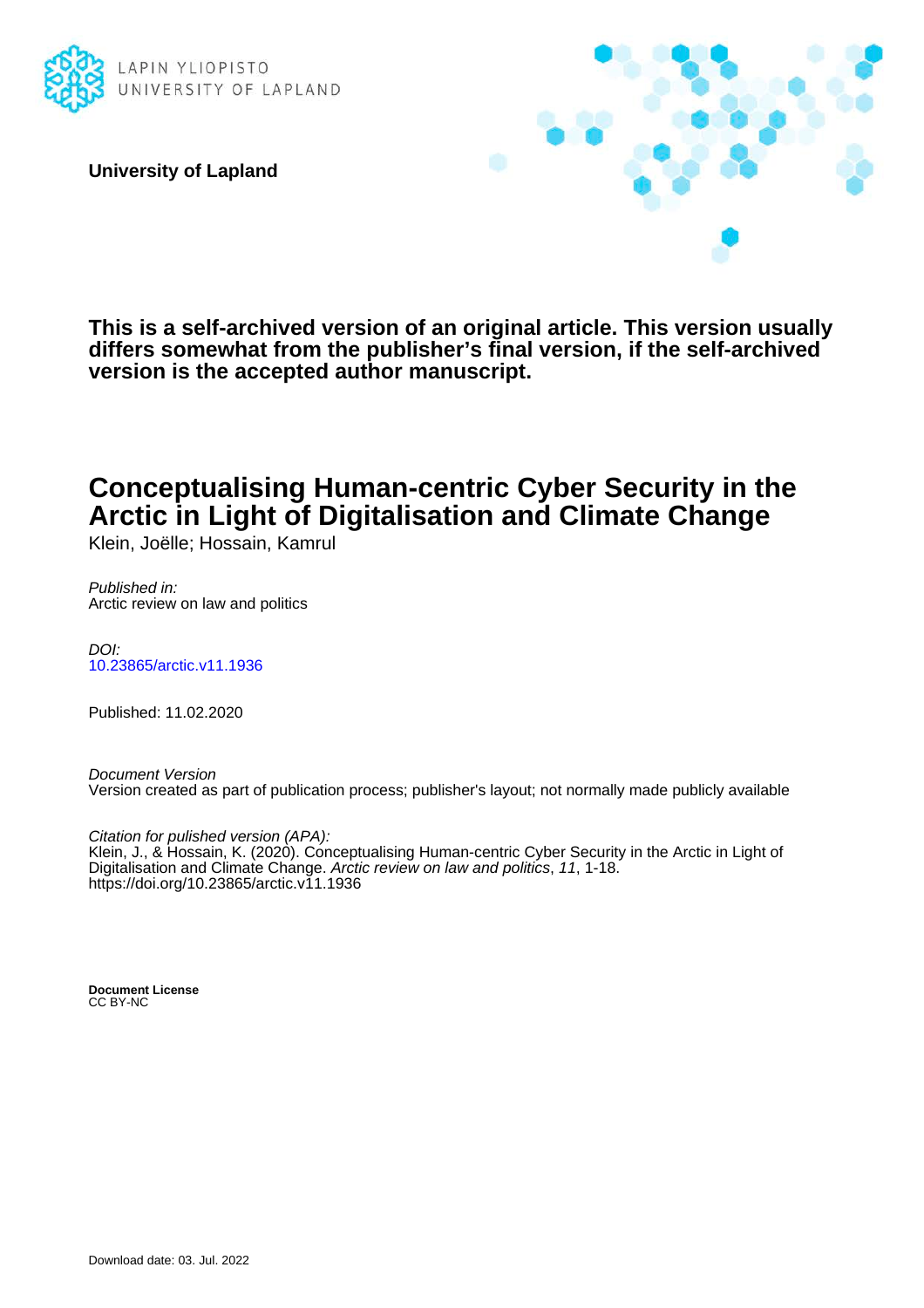LAPIN YLIOPISTO
UNIVERSITY OF LAPLAND

**University of Lapland**

**This is a self-archived version of an original article. This version usually differs somewhat from the publisher's final version, if the self-archived version is the accepted author manuscript.**

# Conceptualising Human-centric Cyber Security in the Arctic in Light of Digitalisation and Climate Change

Klein, Joëlle; Hossain, Kamrul

*Published in:*
Arctic review on law and politics

*DOI:*
10.23865/arctic.v11.1936

Published: 11.02.2020

*Document Version*
Version created as part of publication process; publisher's layout; not normally made publicly available

*Citation for pulished version (APA):*
Klein, J., & Hossain, K. (2020). Conceptualising Human-centric Cyber Security in the Arctic in Light of Digitalisation and Climate Change. *Arctic review on law and politics*, *11*, 1-18.
https://doi.org/10.23865/arctic.v11.1936

**Document License**
CC BY-NC

Download date: 03. Jul. 2022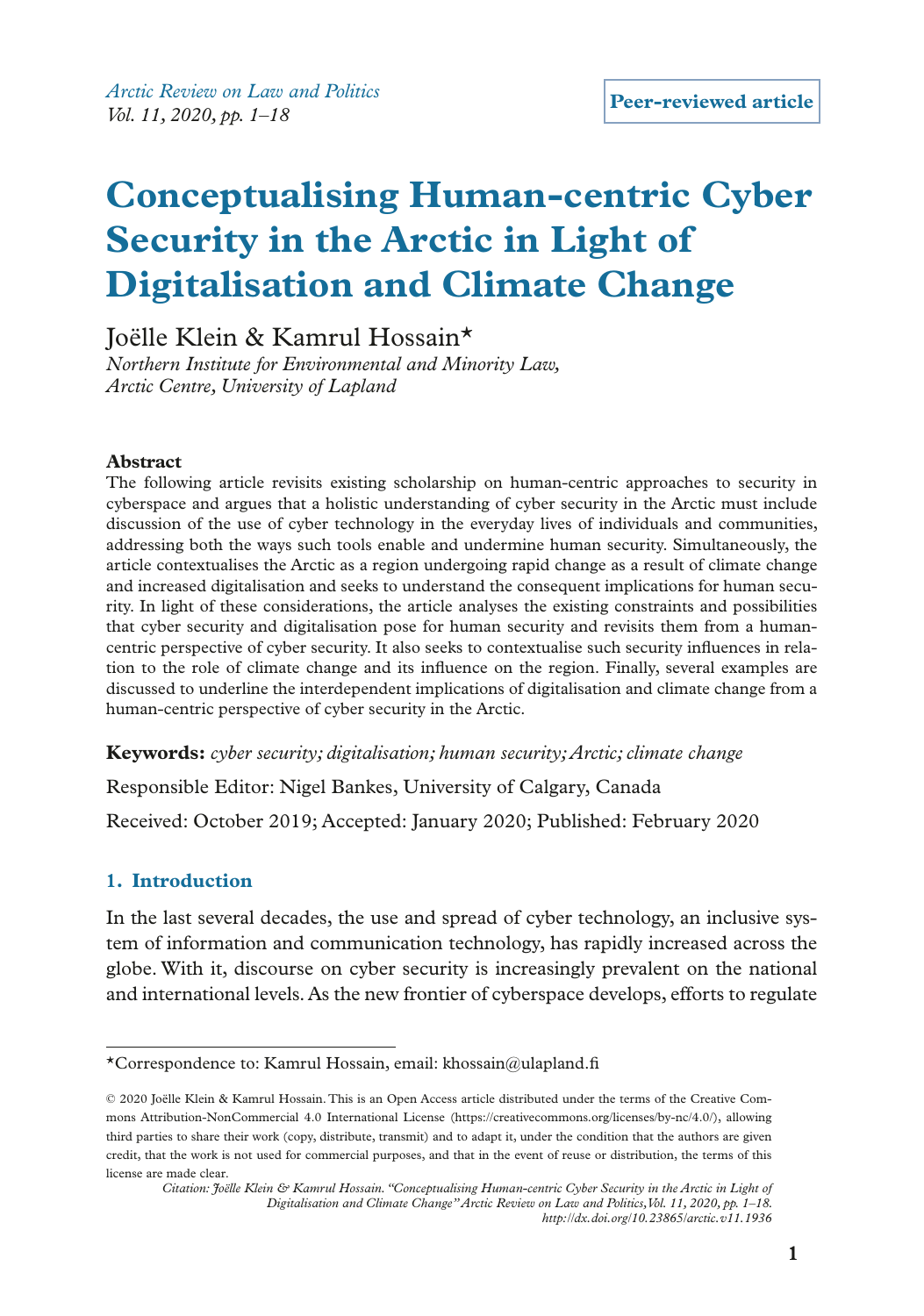*Arctic Review on Law and Politics*
*Vol. 11, 2020, pp. 1–18*

**Peer-reviewed article**

# Conceptualising Human-centric Cyber Security in the Arctic in Light of Digitalisation and Climate Change

Joëlle Klein & Kamrul Hossain*

*Northern Institute for Environmental and Minority Law, Arctic Centre, University of Lapland*

**Abstract**

The following article revisits existing scholarship on human-centric approaches to security in cyberspace and argues that a holistic understanding of cyber security in the Arctic must include discussion of the use of cyber technology in the everyday lives of individuals and communities, addressing both the ways such tools enable and undermine human security. Simultaneously, the article contextualises the Arctic as a region undergoing rapid change as a result of climate change and increased digitalisation and seeks to understand the consequent implications for human security. In light of these considerations, the article analyses the existing constraints and possibilities that cyber security and digitalisation pose for human security and revisits them from a human-centric perspective of cyber security. It also seeks to contextualise such security influences in relation to the role of climate change and its influence on the region. Finally, several examples are discussed to underline the interdependent implications of digitalisation and climate change from a human-centric perspective of cyber security in the Arctic.

**Keywords:** *cyber security; digitalisation; human security; Arctic; climate change*

Responsible Editor: Nigel Bankes, University of Calgary, Canada

Received: October 2019; Accepted: January 2020; Published: February 2020

## 1. Introduction

In the last several decades, the use and spread of cyber technology, an inclusive system of information and communication technology, has rapidly increased across the globe. With it, discourse on cyber security is increasingly prevalent on the national and international levels. As the new frontier of cyberspace develops, efforts to regulate

*Correspondence to: Kamrul Hossain, email: khossain@ulapland.fi

© 2020 Joëlle Klein & Kamrul Hossain. This is an Open Access article distributed under the terms of the Creative Commons Attribution-NonCommercial 4.0 International License (https://creativecommons.org/licenses/by-nc/4.0/), allowing third parties to share their work (copy, distribute, transmit) and to adapt it, under the condition that the authors are given credit, that the work is not used for commercial purposes, and that in the event of reuse or distribution, the terms of this license are made clear.

*Citation: Joëlle Klein & Kamrul Hossain. "Conceptualising Human-centric Cyber Security in the Arctic in Light of Digitalisation and Climate Change" Arctic Review on Law and Politics, Vol. 11, 2020, pp. 1–18. http://dx.doi.org/10.23865/arctic.v11.1936*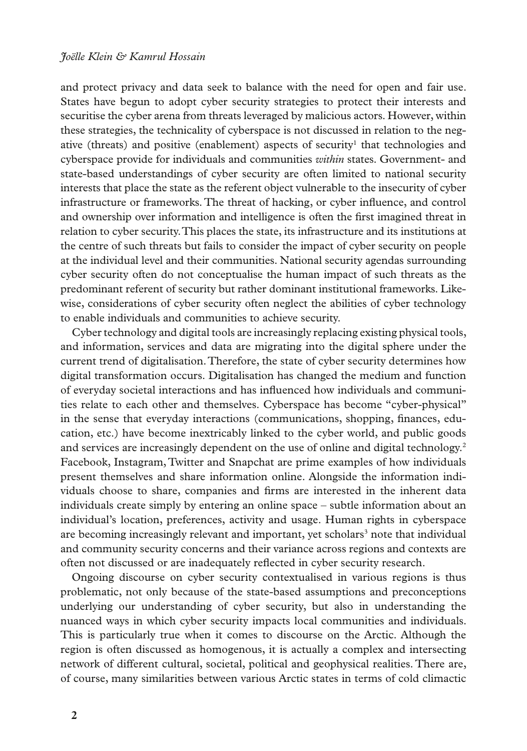and protect privacy and data seek to balance with the need for open and fair use. States have begun to adopt cyber security strategies to protect their interests and securitise the cyber arena from threats leveraged by malicious actors. However, within these strategies, the technicality of cyberspace is not discussed in relation to the negative (threats) and positive (enablement) aspects of security[1] that technologies and cyberspace provide for individuals and communities *within* states. Government- and state-based understandings of cyber security are often limited to national security interests that place the state as the referent object vulnerable to the insecurity of cyber infrastructure or frameworks. The threat of hacking, or cyber influence, and control and ownership over information and intelligence is often the first imagined threat in relation to cyber security. This places the state, its infrastructure and its institutions at the centre of such threats but fails to consider the impact of cyber security on people at the individual level and their communities. National security agendas surrounding cyber security often do not conceptualise the human impact of such threats as the predominant referent of security but rather dominant institutional frameworks. Likewise, considerations of cyber security often neglect the abilities of cyber technology to enable individuals and communities to achieve security.

Cyber technology and digital tools are increasingly replacing existing physical tools, and information, services and data are migrating into the digital sphere under the current trend of digitalisation. Therefore, the state of cyber security determines how digital transformation occurs. Digitalisation has changed the medium and function of everyday societal interactions and has influenced how individuals and communities relate to each other and themselves. Cyberspace has become "cyber-physical" in the sense that everyday interactions (communications, shopping, finances, education, etc.) have become inextricably linked to the cyber world, and public goods and services are increasingly dependent on the use of online and digital technology.[2] Facebook, Instagram, Twitter and Snapchat are prime examples of how individuals present themselves and share information online. Alongside the information individuals choose to share, companies and firms are interested in the inherent data individuals create simply by entering an online space – subtle information about an individual's location, preferences, activity and usage. Human rights in cyberspace are becoming increasingly relevant and important, yet scholars[3] note that individual and community security concerns and their variance across regions and contexts are often not discussed or are inadequately reflected in cyber security research.

Ongoing discourse on cyber security contextualised in various regions is thus problematic, not only because of the state-based assumptions and preconceptions underlying our understanding of cyber security, but also in understanding the nuanced ways in which cyber security impacts local communities and individuals. This is particularly true when it comes to discourse on the Arctic. Although the region is often discussed as homogenous, it is actually a complex and intersecting network of different cultural, societal, political and geophysical realities. There are, of course, many similarities between various Arctic states in terms of cold climactic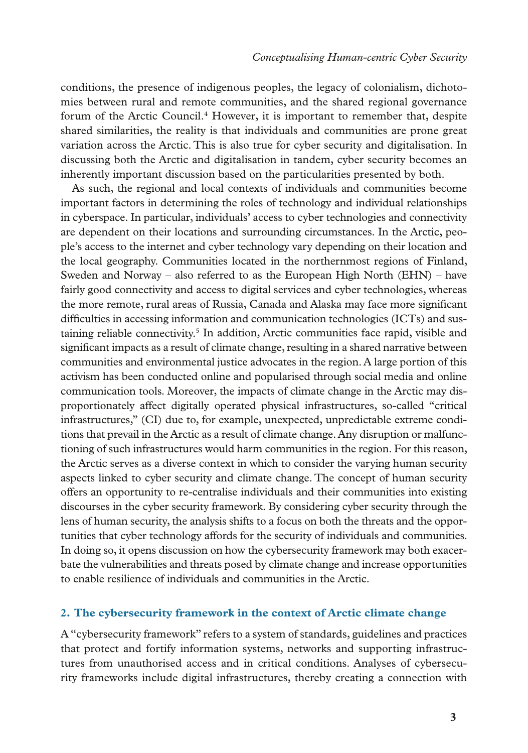conditions, the presence of indigenous peoples, the legacy of colonialism, dichotomies between rural and remote communities, and the shared regional governance forum of the Arctic Council.[4] However, it is important to remember that, despite shared similarities, the reality is that individuals and communities are prone great variation across the Arctic. This is also true for cyber security and digitalisation. In discussing both the Arctic and digitalisation in tandem, cyber security becomes an inherently important discussion based on the particularities presented by both.

As such, the regional and local contexts of individuals and communities become important factors in determining the roles of technology and individual relationships in cyberspace. In particular, individuals' access to cyber technologies and connectivity are dependent on their locations and surrounding circumstances. In the Arctic, people's access to the internet and cyber technology vary depending on their location and the local geography. Communities located in the northernmost regions of Finland, Sweden and Norway – also referred to as the European High North (EHN) – have fairly good connectivity and access to digital services and cyber technologies, whereas the more remote, rural areas of Russia, Canada and Alaska may face more significant difficulties in accessing information and communication technologies (ICTs) and sustaining reliable connectivity.[5] In addition, Arctic communities face rapid, visible and significant impacts as a result of climate change, resulting in a shared narrative between communities and environmental justice advocates in the region. A large portion of this activism has been conducted online and popularised through social media and online communication tools. Moreover, the impacts of climate change in the Arctic may disproportionately affect digitally operated physical infrastructures, so-called "critical infrastructures," (CI) due to, for example, unexpected, unpredictable extreme conditions that prevail in the Arctic as a result of climate change. Any disruption or malfunctioning of such infrastructures would harm communities in the region. For this reason, the Arctic serves as a diverse context in which to consider the varying human security aspects linked to cyber security and climate change. The concept of human security offers an opportunity to re-centralise individuals and their communities into existing discourses in the cyber security framework. By considering cyber security through the lens of human security, the analysis shifts to a focus on both the threats and the opportunities that cyber technology affords for the security of individuals and communities. In doing so, it opens discussion on how the cybersecurity framework may both exacerbate the vulnerabilities and threats posed by climate change and increase opportunities to enable resilience of individuals and communities in the Arctic.

## 2. The cybersecurity framework in the context of Arctic climate change

A "cybersecurity framework" refers to a system of standards, guidelines and practices that protect and fortify information systems, networks and supporting infrastructures from unauthorised access and in critical conditions. Analyses of cybersecurity frameworks include digital infrastructures, thereby creating a connection with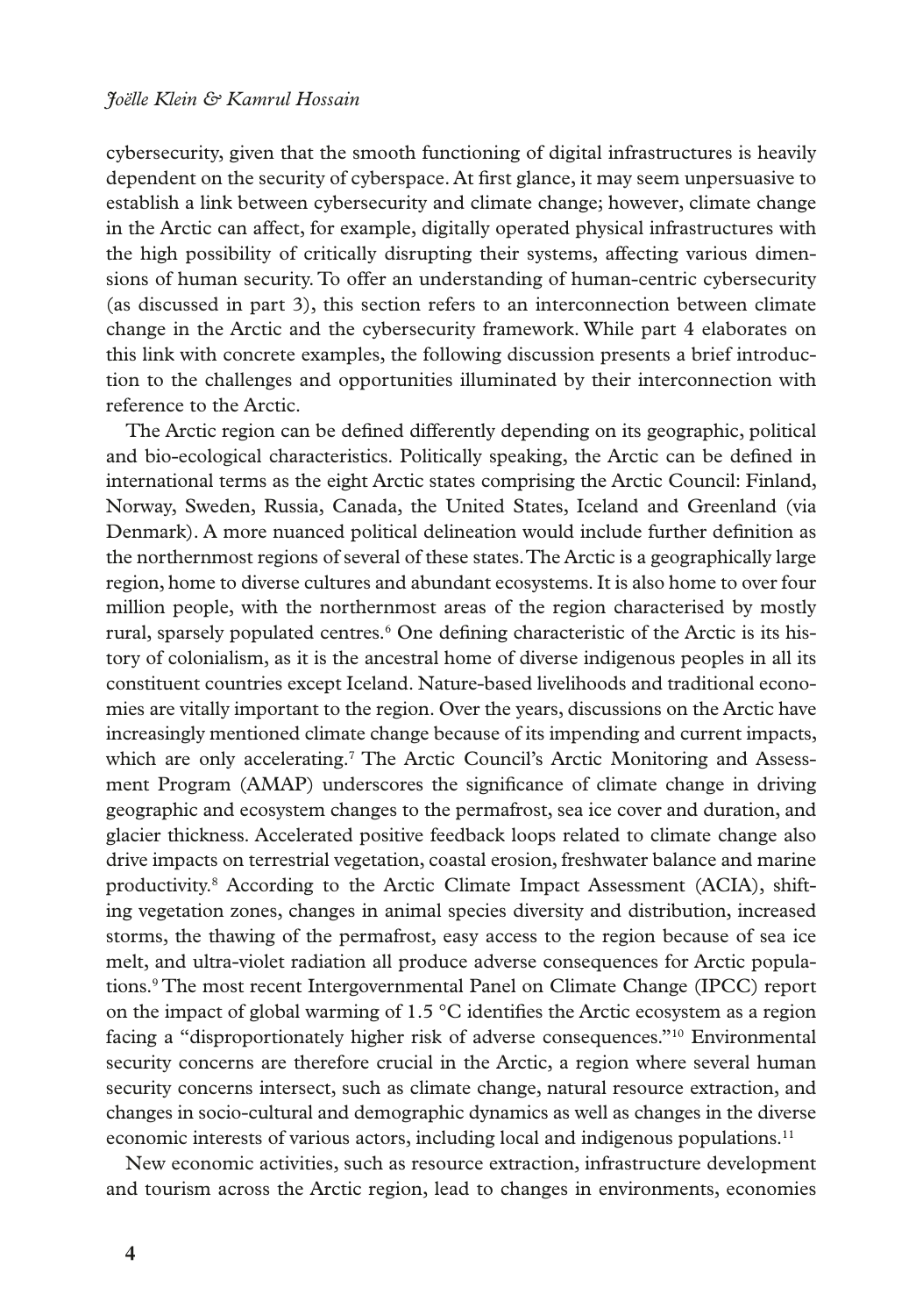cybersecurity, given that the smooth functioning of digital infrastructures is heavily dependent on the security of cyberspace. At first glance, it may seem unpersuasive to establish a link between cybersecurity and climate change; however, climate change in the Arctic can affect, for example, digitally operated physical infrastructures with the high possibility of critically disrupting their systems, affecting various dimensions of human security. To offer an understanding of human-centric cybersecurity (as discussed in part 3), this section refers to an interconnection between climate change in the Arctic and the cybersecurity framework. While part 4 elaborates on this link with concrete examples, the following discussion presents a brief introduction to the challenges and opportunities illuminated by their interconnection with reference to the Arctic.

The Arctic region can be defined differently depending on its geographic, political and bio-ecological characteristics. Politically speaking, the Arctic can be defined in international terms as the eight Arctic states comprising the Arctic Council: Finland, Norway, Sweden, Russia, Canada, the United States, Iceland and Greenland (via Denmark). A more nuanced political delineation would include further definition as the northernmost regions of several of these states. The Arctic is a geographically large region, home to diverse cultures and abundant ecosystems. It is also home to over four million people, with the northernmost areas of the region characterised by mostly rural, sparsely populated centres.[6] One defining characteristic of the Arctic is its history of colonialism, as it is the ancestral home of diverse indigenous peoples in all its constituent countries except Iceland. Nature-based livelihoods and traditional economies are vitally important to the region. Over the years, discussions on the Arctic have increasingly mentioned climate change because of its impending and current impacts, which are only accelerating.[7] The Arctic Council's Arctic Monitoring and Assessment Program (AMAP) underscores the significance of climate change in driving geographic and ecosystem changes to the permafrost, sea ice cover and duration, and glacier thickness. Accelerated positive feedback loops related to climate change also drive impacts on terrestrial vegetation, coastal erosion, freshwater balance and marine productivity.[8] According to the Arctic Climate Impact Assessment (ACIA), shifting vegetation zones, changes in animal species diversity and distribution, increased storms, the thawing of the permafrost, easy access to the region because of sea ice melt, and ultra-violet radiation all produce adverse consequences for Arctic populations.[9] The most recent Intergovernmental Panel on Climate Change (IPCC) report on the impact of global warming of 1.5 °C identifies the Arctic ecosystem as a region facing a "disproportionately higher risk of adverse consequences."[10] Environmental security concerns are therefore crucial in the Arctic, a region where several human security concerns intersect, such as climate change, natural resource extraction, and changes in socio-cultural and demographic dynamics as well as changes in the diverse economic interests of various actors, including local and indigenous populations.[11]

New economic activities, such as resource extraction, infrastructure development and tourism across the Arctic region, lead to changes in environments, economies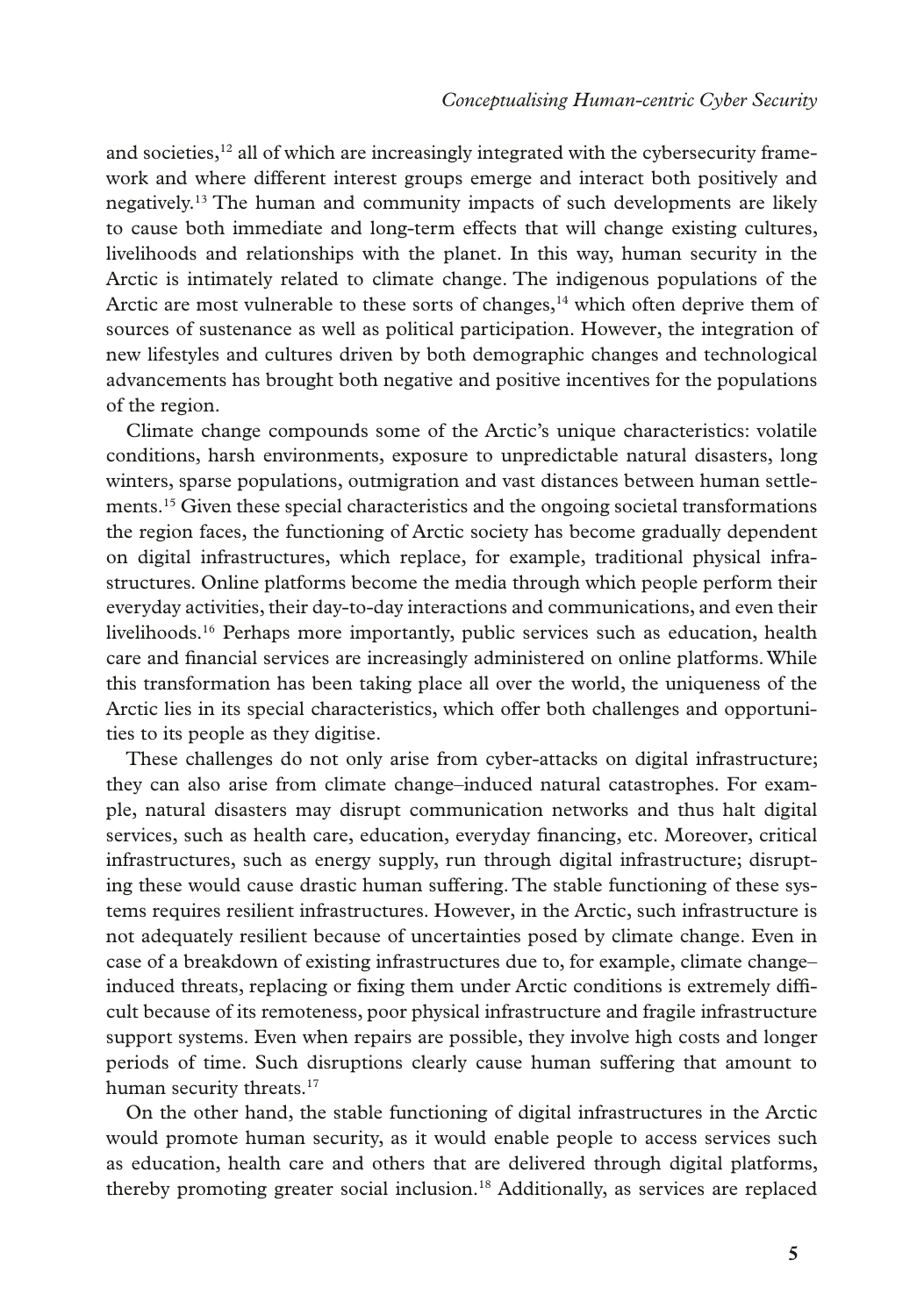and societies,[12] all of which are increasingly integrated with the cybersecurity framework and where different interest groups emerge and interact both positively and negatively.[13] The human and community impacts of such developments are likely to cause both immediate and long-term effects that will change existing cultures, livelihoods and relationships with the planet. In this way, human security in the Arctic is intimately related to climate change. The indigenous populations of the Arctic are most vulnerable to these sorts of changes,[14] which often deprive them of sources of sustenance as well as political participation. However, the integration of new lifestyles and cultures driven by both demographic changes and technological advancements has brought both negative and positive incentives for the populations of the region.

Climate change compounds some of the Arctic's unique characteristics: volatile conditions, harsh environments, exposure to unpredictable natural disasters, long winters, sparse populations, outmigration and vast distances between human settlements.[15] Given these special characteristics and the ongoing societal transformations the region faces, the functioning of Arctic society has become gradually dependent on digital infrastructures, which replace, for example, traditional physical infrastructures. Online platforms become the media through which people perform their everyday activities, their day-to-day interactions and communications, and even their livelihoods.[16] Perhaps more importantly, public services such as education, health care and financial services are increasingly administered on online platforms. While this transformation has been taking place all over the world, the uniqueness of the Arctic lies in its special characteristics, which offer both challenges and opportunities to its people as they digitise.

These challenges do not only arise from cyber-attacks on digital infrastructure; they can also arise from climate change–induced natural catastrophes. For example, natural disasters may disrupt communication networks and thus halt digital services, such as health care, education, everyday financing, etc. Moreover, critical infrastructures, such as energy supply, run through digital infrastructure; disrupting these would cause drastic human suffering. The stable functioning of these systems requires resilient infrastructures. However, in the Arctic, such infrastructure is not adequately resilient because of uncertainties posed by climate change. Even in case of a breakdown of existing infrastructures due to, for example, climate change–induced threats, replacing or fixing them under Arctic conditions is extremely difficult because of its remoteness, poor physical infrastructure and fragile infrastructure support systems. Even when repairs are possible, they involve high costs and longer periods of time. Such disruptions clearly cause human suffering that amount to human security threats.[17]

On the other hand, the stable functioning of digital infrastructures in the Arctic would promote human security, as it would enable people to access services such as education, health care and others that are delivered through digital platforms, thereby promoting greater social inclusion.[18] Additionally, as services are replaced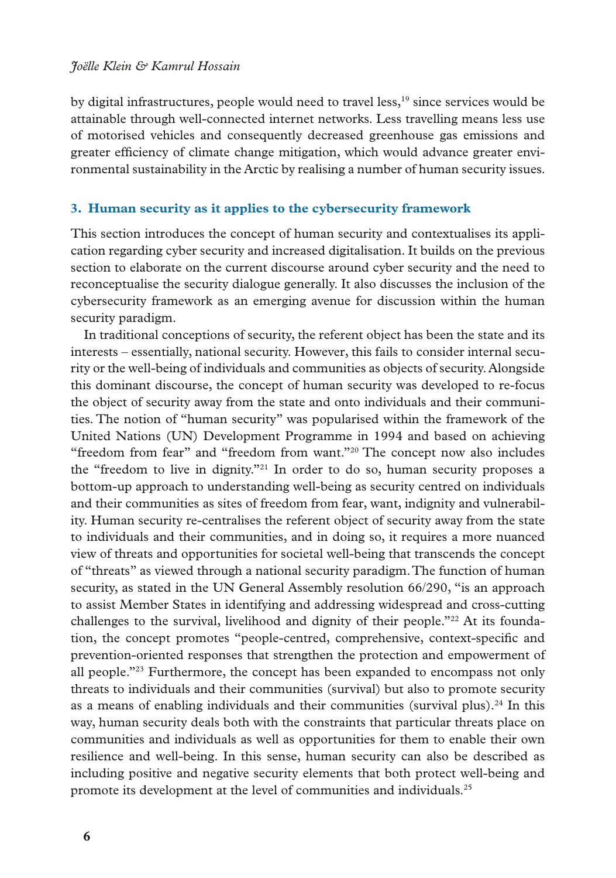by digital infrastructures, people would need to travel less,[19] since services would be attainable through well-connected internet networks. Less travelling means less use of motorised vehicles and consequently decreased greenhouse gas emissions and greater efficiency of climate change mitigation, which would advance greater environmental sustainability in the Arctic by realising a number of human security issues.

## 3. Human security as it applies to the cybersecurity framework

This section introduces the concept of human security and contextualises its application regarding cyber security and increased digitalisation. It builds on the previous section to elaborate on the current discourse around cyber security and the need to reconceptualise the security dialogue generally. It also discusses the inclusion of the cybersecurity framework as an emerging avenue for discussion within the human security paradigm.

In traditional conceptions of security, the referent object has been the state and its interests – essentially, national security. However, this fails to consider internal security or the well-being of individuals and communities as objects of security. Alongside this dominant discourse, the concept of human security was developed to re-focus the object of security away from the state and onto individuals and their communities. The notion of "human security" was popularised within the framework of the United Nations (UN) Development Programme in 1994 and based on achieving "freedom from fear" and "freedom from want."[20] The concept now also includes the "freedom to live in dignity."[21] In order to do so, human security proposes a bottom-up approach to understanding well-being as security centred on individuals and their communities as sites of freedom from fear, want, indignity and vulnerability. Human security re-centralises the referent object of security away from the state to individuals and their communities, and in doing so, it requires a more nuanced view of threats and opportunities for societal well-being that transcends the concept of "threats" as viewed through a national security paradigm. The function of human security, as stated in the UN General Assembly resolution 66/290, "is an approach to assist Member States in identifying and addressing widespread and cross-cutting challenges to the survival, livelihood and dignity of their people."[22] At its foundation, the concept promotes "people-centred, comprehensive, context-specific and prevention-oriented responses that strengthen the protection and empowerment of all people."[23] Furthermore, the concept has been expanded to encompass not only threats to individuals and their communities (survival) but also to promote security as a means of enabling individuals and their communities (survival plus).[24] In this way, human security deals both with the constraints that particular threats place on communities and individuals as well as opportunities for them to enable their own resilience and well-being. In this sense, human security can also be described as including positive and negative security elements that both protect well-being and promote its development at the level of communities and individuals.[25]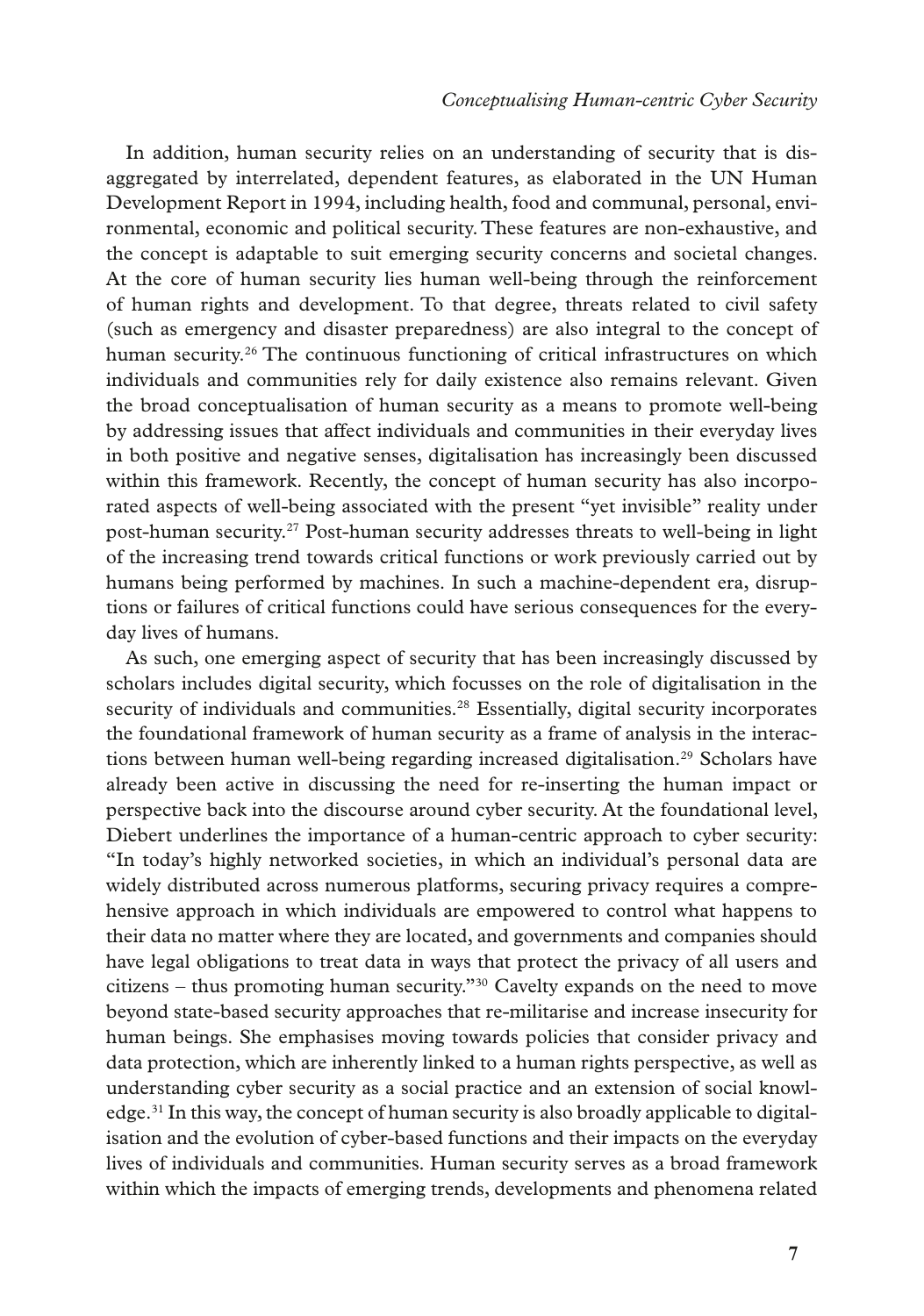In addition, human security relies on an understanding of security that is disaggregated by interrelated, dependent features, as elaborated in the UN Human Development Report in 1994, including health, food and communal, personal, environmental, economic and political security. These features are non-exhaustive, and the concept is adaptable to suit emerging security concerns and societal changes. At the core of human security lies human well-being through the reinforcement of human rights and development. To that degree, threats related to civil safety (such as emergency and disaster preparedness) are also integral to the concept of human security.[26] The continuous functioning of critical infrastructures on which individuals and communities rely for daily existence also remains relevant. Given the broad conceptualisation of human security as a means to promote well-being by addressing issues that affect individuals and communities in their everyday lives in both positive and negative senses, digitalisation has increasingly been discussed within this framework. Recently, the concept of human security has also incorporated aspects of well-being associated with the present "yet invisible" reality under post-human security.[27] Post-human security addresses threats to well-being in light of the increasing trend towards critical functions or work previously carried out by humans being performed by machines. In such a machine-dependent era, disruptions or failures of critical functions could have serious consequences for the everyday lives of humans.

As such, one emerging aspect of security that has been increasingly discussed by scholars includes digital security, which focusses on the role of digitalisation in the security of individuals and communities.[28] Essentially, digital security incorporates the foundational framework of human security as a frame of analysis in the interactions between human well-being regarding increased digitalisation.[29] Scholars have already been active in discussing the need for re-inserting the human impact or perspective back into the discourse around cyber security. At the foundational level, Diebert underlines the importance of a human-centric approach to cyber security: "In today's highly networked societies, in which an individual's personal data are widely distributed across numerous platforms, securing privacy requires a comprehensive approach in which individuals are empowered to control what happens to their data no matter where they are located, and governments and companies should have legal obligations to treat data in ways that protect the privacy of all users and citizens – thus promoting human security."[30] Cavelty expands on the need to move beyond state-based security approaches that re-militarise and increase insecurity for human beings. She emphasises moving towards policies that consider privacy and data protection, which are inherently linked to a human rights perspective, as well as understanding cyber security as a social practice and an extension of social knowledge.[31] In this way, the concept of human security is also broadly applicable to digitalisation and the evolution of cyber-based functions and their impacts on the everyday lives of individuals and communities. Human security serves as a broad framework within which the impacts of emerging trends, developments and phenomena related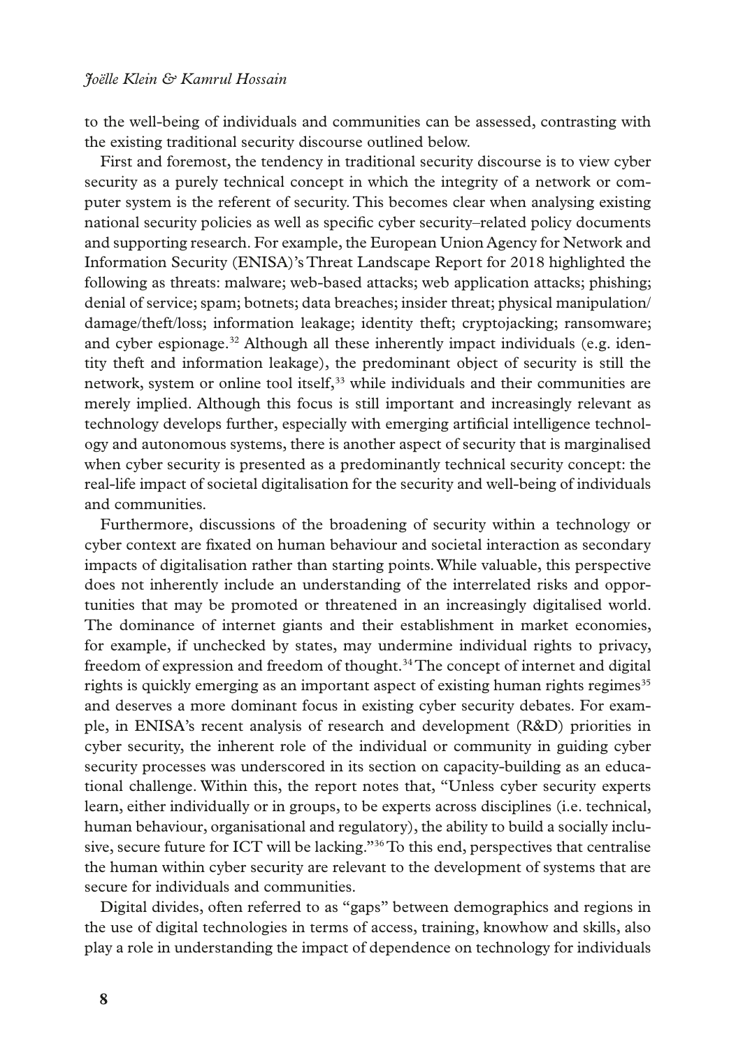to the well-being of individuals and communities can be assessed, contrasting with the existing traditional security discourse outlined below.

First and foremost, the tendency in traditional security discourse is to view cyber security as a purely technical concept in which the integrity of a network or computer system is the referent of security. This becomes clear when analysing existing national security policies as well as specific cyber security–related policy documents and supporting research. For example, the European Union Agency for Network and Information Security (ENISA)'s Threat Landscape Report for 2018 highlighted the following as threats: malware; web-based attacks; web application attacks; phishing; denial of service; spam; botnets; data breaches; insider threat; physical manipulation/damage/theft/loss; information leakage; identity theft; cryptojacking; ransomware; and cyber espionage.[32] Although all these inherently impact individuals (e.g. identity theft and information leakage), the predominant object of security is still the network, system or online tool itself,[33] while individuals and their communities are merely implied. Although this focus is still important and increasingly relevant as technology develops further, especially with emerging artificial intelligence technology and autonomous systems, there is another aspect of security that is marginalised when cyber security is presented as a predominantly technical security concept: the real-life impact of societal digitalisation for the security and well-being of individuals and communities.

Furthermore, discussions of the broadening of security within a technology or cyber context are fixated on human behaviour and societal interaction as secondary impacts of digitalisation rather than starting points. While valuable, this perspective does not inherently include an understanding of the interrelated risks and opportunities that may be promoted or threatened in an increasingly digitalised world. The dominance of internet giants and their establishment in market economies, for example, if unchecked by states, may undermine individual rights to privacy, freedom of expression and freedom of thought.[34] The concept of internet and digital rights is quickly emerging as an important aspect of existing human rights regimes[35] and deserves a more dominant focus in existing cyber security debates. For example, in ENISA's recent analysis of research and development (R&D) priorities in cyber security, the inherent role of the individual or community in guiding cyber security processes was underscored in its section on capacity-building as an educational challenge. Within this, the report notes that, "Unless cyber security experts learn, either individually or in groups, to be experts across disciplines (i.e. technical, human behaviour, organisational and regulatory), the ability to build a socially inclusive, secure future for ICT will be lacking."[36] To this end, perspectives that centralise the human within cyber security are relevant to the development of systems that are secure for individuals and communities.

Digital divides, often referred to as "gaps" between demographics and regions in the use of digital technologies in terms of access, training, knowhow and skills, also play a role in understanding the impact of dependence on technology for individuals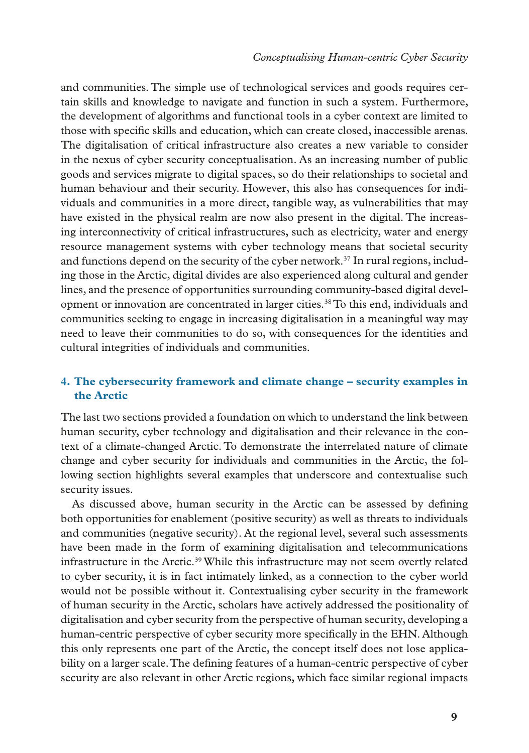and communities. The simple use of technological services and goods requires certain skills and knowledge to navigate and function in such a system. Furthermore, the development of algorithms and functional tools in a cyber context are limited to those with specific skills and education, which can create closed, inaccessible arenas. The digitalisation of critical infrastructure also creates a new variable to consider in the nexus of cyber security conceptualisation. As an increasing number of public goods and services migrate to digital spaces, so do their relationships to societal and human behaviour and their security. However, this also has consequences for individuals and communities in a more direct, tangible way, as vulnerabilities that may have existed in the physical realm are now also present in the digital. The increasing interconnectivity of critical infrastructures, such as electricity, water and energy resource management systems with cyber technology means that societal security and functions depend on the security of the cyber network.[37] In rural regions, including those in the Arctic, digital divides are also experienced along cultural and gender lines, and the presence of opportunities surrounding community-based digital development or innovation are concentrated in larger cities.[38] To this end, individuals and communities seeking to engage in increasing digitalisation in a meaningful way may need to leave their communities to do so, with consequences for the identities and cultural integrities of individuals and communities.

## 4. The cybersecurity framework and climate change – security examples in the Arctic

The last two sections provided a foundation on which to understand the link between human security, cyber technology and digitalisation and their relevance in the context of a climate-changed Arctic. To demonstrate the interrelated nature of climate change and cyber security for individuals and communities in the Arctic, the following section highlights several examples that underscore and contextualise such security issues.

As discussed above, human security in the Arctic can be assessed by defining both opportunities for enablement (positive security) as well as threats to individuals and communities (negative security). At the regional level, several such assessments have been made in the form of examining digitalisation and telecommunications infrastructure in the Arctic.[39] While this infrastructure may not seem overtly related to cyber security, it is in fact intimately linked, as a connection to the cyber world would not be possible without it. Contextualising cyber security in the framework of human security in the Arctic, scholars have actively addressed the positionality of digitalisation and cyber security from the perspective of human security, developing a human-centric perspective of cyber security more specifically in the EHN. Although this only represents one part of the Arctic, the concept itself does not lose applicability on a larger scale. The defining features of a human-centric perspective of cyber security are also relevant in other Arctic regions, which face similar regional impacts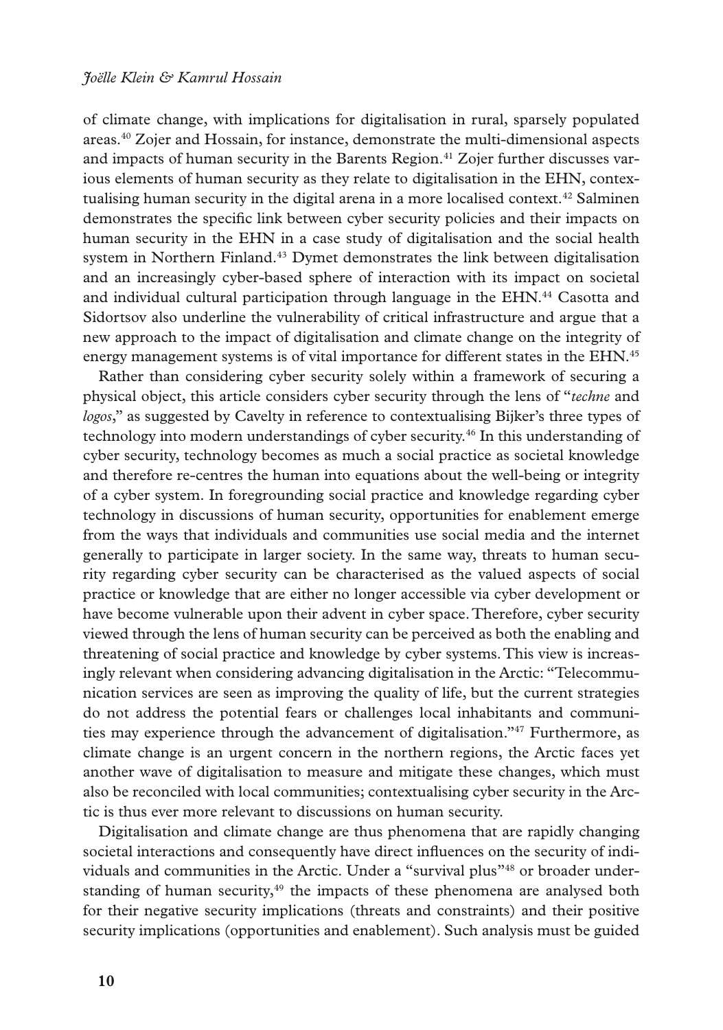of climate change, with implications for digitalisation in rural, sparsely populated areas.[40] Zojer and Hossain, for instance, demonstrate the multi-dimensional aspects and impacts of human security in the Barents Region.[41] Zojer further discusses various elements of human security as they relate to digitalisation in the EHN, contextualising human security in the digital arena in a more localised context.[42] Salminen demonstrates the specific link between cyber security policies and their impacts on human security in the EHN in a case study of digitalisation and the social health system in Northern Finland.[43] Dymet demonstrates the link between digitalisation and an increasingly cyber-based sphere of interaction with its impact on societal and individual cultural participation through language in the EHN.[44] Casotta and Sidortsov also underline the vulnerability of critical infrastructure and argue that a new approach to the impact of digitalisation and climate change on the integrity of energy management systems is of vital importance for different states in the EHN.[45]

Rather than considering cyber security solely within a framework of securing a physical object, this article considers cyber security through the lens of "*techne* and *logos*," as suggested by Cavelty in reference to contextualising Bijker's three types of technology into modern understandings of cyber security.[46] In this understanding of cyber security, technology becomes as much a social practice as societal knowledge and therefore re-centres the human into equations about the well-being or integrity of a cyber system. In foregrounding social practice and knowledge regarding cyber technology in discussions of human security, opportunities for enablement emerge from the ways that individuals and communities use social media and the internet generally to participate in larger society. In the same way, threats to human security regarding cyber security can be characterised as the valued aspects of social practice or knowledge that are either no longer accessible via cyber development or have become vulnerable upon their advent in cyber space. Therefore, cyber security viewed through the lens of human security can be perceived as both the enabling and threatening of social practice and knowledge by cyber systems. This view is increasingly relevant when considering advancing digitalisation in the Arctic: "Telecommunication services are seen as improving the quality of life, but the current strategies do not address the potential fears or challenges local inhabitants and communities may experience through the advancement of digitalisation."[47] Furthermore, as climate change is an urgent concern in the northern regions, the Arctic faces yet another wave of digitalisation to measure and mitigate these changes, which must also be reconciled with local communities; contextualising cyber security in the Arctic is thus ever more relevant to discussions on human security.

Digitalisation and climate change are thus phenomena that are rapidly changing societal interactions and consequently have direct influences on the security of individuals and communities in the Arctic. Under a "survival plus"[48] or broader understanding of human security,[49] the impacts of these phenomena are analysed both for their negative security implications (threats and constraints) and their positive security implications (opportunities and enablement). Such analysis must be guided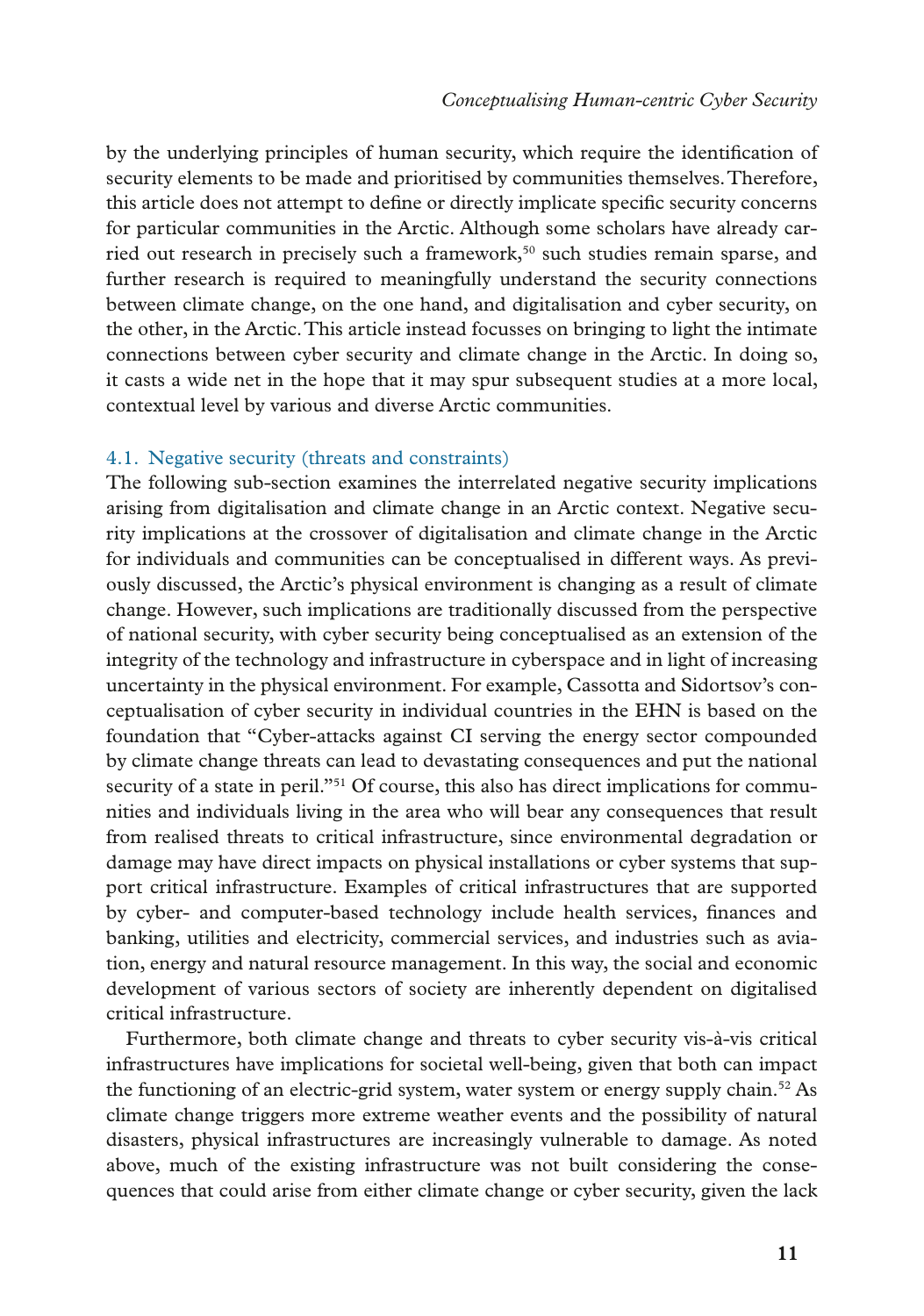by the underlying principles of human security, which require the identification of security elements to be made and prioritised by communities themselves. Therefore, this article does not attempt to define or directly implicate specific security concerns for particular communities in the Arctic. Although some scholars have already carried out research in precisely such a framework,[50] such studies remain sparse, and further research is required to meaningfully understand the security connections between climate change, on the one hand, and digitalisation and cyber security, on the other, in the Arctic. This article instead focusses on bringing to light the intimate connections between cyber security and climate change in the Arctic. In doing so, it casts a wide net in the hope that it may spur subsequent studies at a more local, contextual level by various and diverse Arctic communities.

### 4.1. Negative security (threats and constraints)

The following sub-section examines the interrelated negative security implications arising from digitalisation and climate change in an Arctic context. Negative security implications at the crossover of digitalisation and climate change in the Arctic for individuals and communities can be conceptualised in different ways. As previously discussed, the Arctic's physical environment is changing as a result of climate change. However, such implications are traditionally discussed from the perspective of national security, with cyber security being conceptualised as an extension of the integrity of the technology and infrastructure in cyberspace and in light of increasing uncertainty in the physical environment. For example, Cassotta and Sidortsov's conceptualisation of cyber security in individual countries in the EHN is based on the foundation that "Cyber-attacks against CI serving the energy sector compounded by climate change threats can lead to devastating consequences and put the national security of a state in peril."[51] Of course, this also has direct implications for communities and individuals living in the area who will bear any consequences that result from realised threats to critical infrastructure, since environmental degradation or damage may have direct impacts on physical installations or cyber systems that support critical infrastructure. Examples of critical infrastructures that are supported by cyber- and computer-based technology include health services, finances and banking, utilities and electricity, commercial services, and industries such as aviation, energy and natural resource management. In this way, the social and economic development of various sectors of society are inherently dependent on digitalised critical infrastructure.

Furthermore, both climate change and threats to cyber security vis-à-vis critical infrastructures have implications for societal well-being, given that both can impact the functioning of an electric-grid system, water system or energy supply chain.[52] As climate change triggers more extreme weather events and the possibility of natural disasters, physical infrastructures are increasingly vulnerable to damage. As noted above, much of the existing infrastructure was not built considering the consequences that could arise from either climate change or cyber security, given the lack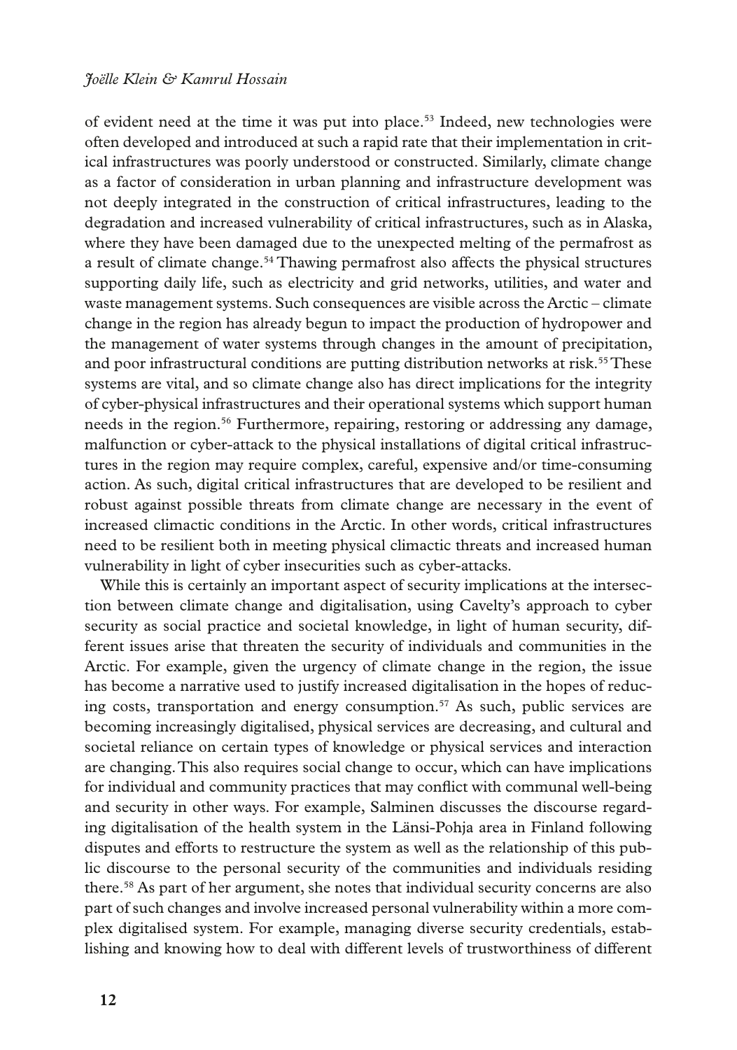of evident need at the time it was put into place.[53] Indeed, new technologies were often developed and introduced at such a rapid rate that their implementation in critical infrastructures was poorly understood or constructed. Similarly, climate change as a factor of consideration in urban planning and infrastructure development was not deeply integrated in the construction of critical infrastructures, leading to the degradation and increased vulnerability of critical infrastructures, such as in Alaska, where they have been damaged due to the unexpected melting of the permafrost as a result of climate change.[54] Thawing permafrost also affects the physical structures supporting daily life, such as electricity and grid networks, utilities, and water and waste management systems. Such consequences are visible across the Arctic – climate change in the region has already begun to impact the production of hydropower and the management of water systems through changes in the amount of precipitation, and poor infrastructural conditions are putting distribution networks at risk.[55] These systems are vital, and so climate change also has direct implications for the integrity of cyber-physical infrastructures and their operational systems which support human needs in the region.[56] Furthermore, repairing, restoring or addressing any damage, malfunction or cyber-attack to the physical installations of digital critical infrastructures in the region may require complex, careful, expensive and/or time-consuming action. As such, digital critical infrastructures that are developed to be resilient and robust against possible threats from climate change are necessary in the event of increased climactic conditions in the Arctic. In other words, critical infrastructures need to be resilient both in meeting physical climactic threats and increased human vulnerability in light of cyber insecurities such as cyber-attacks.

While this is certainly an important aspect of security implications at the intersection between climate change and digitalisation, using Cavelty's approach to cyber security as social practice and societal knowledge, in light of human security, different issues arise that threaten the security of individuals and communities in the Arctic. For example, given the urgency of climate change in the region, the issue has become a narrative used to justify increased digitalisation in the hopes of reducing costs, transportation and energy consumption.[57] As such, public services are becoming increasingly digitalised, physical services are decreasing, and cultural and societal reliance on certain types of knowledge or physical services and interaction are changing. This also requires social change to occur, which can have implications for individual and community practices that may conflict with communal well-being and security in other ways. For example, Salminen discusses the discourse regarding digitalisation of the health system in the Länsi-Pohja area in Finland following disputes and efforts to restructure the system as well as the relationship of this public discourse to the personal security of the communities and individuals residing there.[58] As part of her argument, she notes that individual security concerns are also part of such changes and involve increased personal vulnerability within a more complex digitalised system. For example, managing diverse security credentials, establishing and knowing how to deal with different levels of trustworthiness of different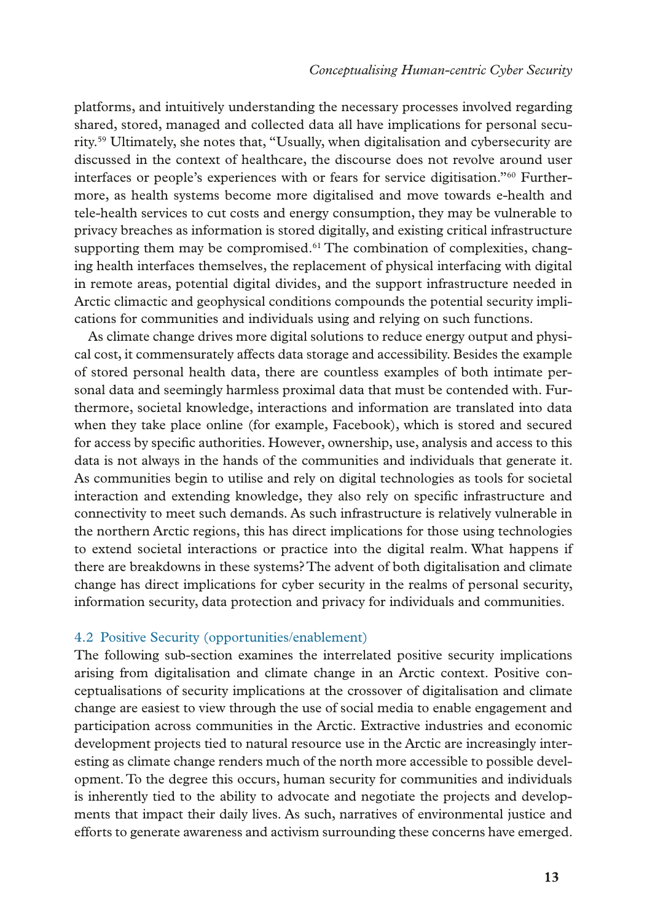platforms, and intuitively understanding the necessary processes involved regarding shared, stored, managed and collected data all have implications for personal security.[59] Ultimately, she notes that, "Usually, when digitalisation and cybersecurity are discussed in the context of healthcare, the discourse does not revolve around user interfaces or people's experiences with or fears for service digitisation."[60] Furthermore, as health systems become more digitalised and move towards e-health and tele-health services to cut costs and energy consumption, they may be vulnerable to privacy breaches as information is stored digitally, and existing critical infrastructure supporting them may be compromised.[61] The combination of complexities, changing health interfaces themselves, the replacement of physical interfacing with digital in remote areas, potential digital divides, and the support infrastructure needed in Arctic climactic and geophysical conditions compounds the potential security implications for communities and individuals using and relying on such functions.

As climate change drives more digital solutions to reduce energy output and physical cost, it commensurately affects data storage and accessibility. Besides the example of stored personal health data, there are countless examples of both intimate personal data and seemingly harmless proximal data that must be contended with. Furthermore, societal knowledge, interactions and information are translated into data when they take place online (for example, Facebook), which is stored and secured for access by specific authorities. However, ownership, use, analysis and access to this data is not always in the hands of the communities and individuals that generate it. As communities begin to utilise and rely on digital technologies as tools for societal interaction and extending knowledge, they also rely on specific infrastructure and connectivity to meet such demands. As such infrastructure is relatively vulnerable in the northern Arctic regions, this has direct implications for those using technologies to extend societal interactions or practice into the digital realm. What happens if there are breakdowns in these systems? The advent of both digitalisation and climate change has direct implications for cyber security in the realms of personal security, information security, data protection and privacy for individuals and communities.

### 4.2 Positive Security (opportunities/enablement)

The following sub-section examines the interrelated positive security implications arising from digitalisation and climate change in an Arctic context. Positive conceptualisations of security implications at the crossover of digitalisation and climate change are easiest to view through the use of social media to enable engagement and participation across communities in the Arctic. Extractive industries and economic development projects tied to natural resource use in the Arctic are increasingly interesting as climate change renders much of the north more accessible to possible development. To the degree this occurs, human security for communities and individuals is inherently tied to the ability to advocate and negotiate the projects and developments that impact their daily lives. As such, narratives of environmental justice and efforts to generate awareness and activism surrounding these concerns have emerged.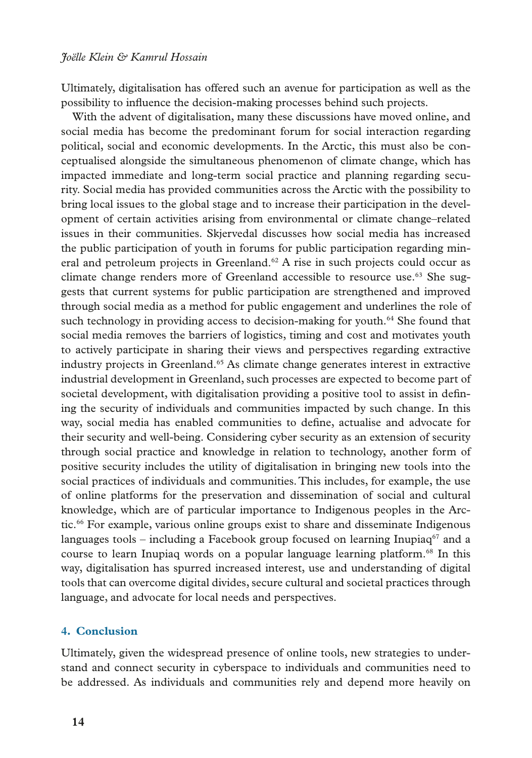Ultimately, digitalisation has offered such an avenue for participation as well as the possibility to influence the decision-making processes behind such projects.

With the advent of digitalisation, many these discussions have moved online, and social media has become the predominant forum for social interaction regarding political, social and economic developments. In the Arctic, this must also be conceptualised alongside the simultaneous phenomenon of climate change, which has impacted immediate and long-term social practice and planning regarding security. Social media has provided communities across the Arctic with the possibility to bring local issues to the global stage and to increase their participation in the development of certain activities arising from environmental or climate change–related issues in their communities. Skjervedal discusses how social media has increased the public participation of youth in forums for public participation regarding mineral and petroleum projects in Greenland.[62] A rise in such projects could occur as climate change renders more of Greenland accessible to resource use.[63] She suggests that current systems for public participation are strengthened and improved through social media as a method for public engagement and underlines the role of such technology in providing access to decision-making for youth.[64] She found that social media removes the barriers of logistics, timing and cost and motivates youth to actively participate in sharing their views and perspectives regarding extractive industry projects in Greenland.[65] As climate change generates interest in extractive industrial development in Greenland, such processes are expected to become part of societal development, with digitalisation providing a positive tool to assist in defining the security of individuals and communities impacted by such change. In this way, social media has enabled communities to define, actualise and advocate for their security and well-being. Considering cyber security as an extension of security through social practice and knowledge in relation to technology, another form of positive security includes the utility of digitalisation in bringing new tools into the social practices of individuals and communities. This includes, for example, the use of online platforms for the preservation and dissemination of social and cultural knowledge, which are of particular importance to Indigenous peoples in the Arctic.[66] For example, various online groups exist to share and disseminate Indigenous languages tools – including a Facebook group focused on learning Inupiaq[67] and a course to learn Inupiaq words on a popular language learning platform.[68] In this way, digitalisation has spurred increased interest, use and understanding of digital tools that can overcome digital divides, secure cultural and societal practices through language, and advocate for local needs and perspectives.

## 4. Conclusion

Ultimately, given the widespread presence of online tools, new strategies to understand and connect security in cyberspace to individuals and communities need to be addressed. As individuals and communities rely and depend more heavily on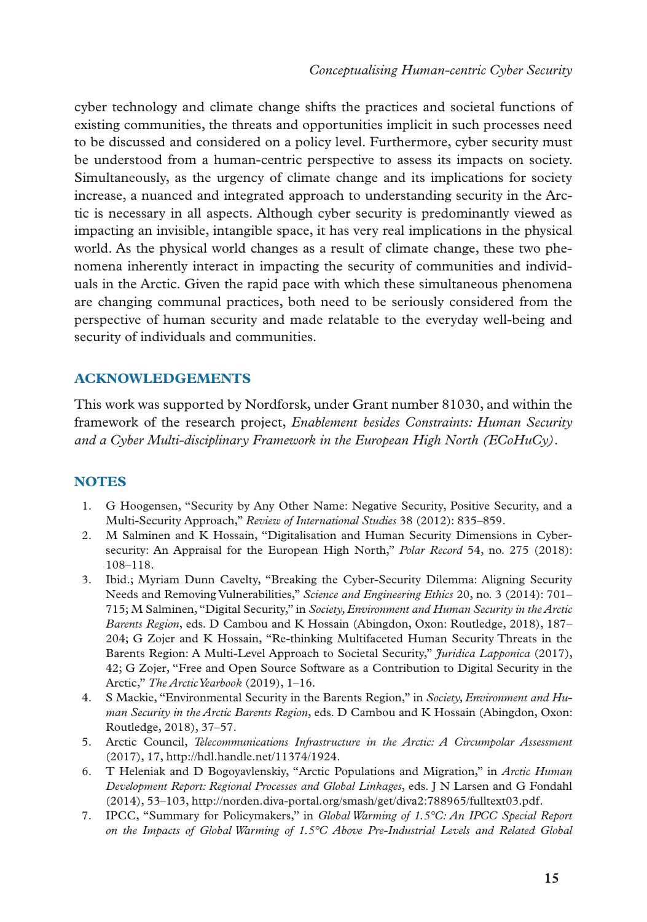cyber technology and climate change shifts the practices and societal functions of existing communities, the threats and opportunities implicit in such processes need to be discussed and considered on a policy level. Furthermore, cyber security must be understood from a human-centric perspective to assess its impacts on society. Simultaneously, as the urgency of climate change and its implications for society increase, a nuanced and integrated approach to understanding security in the Arctic is necessary in all aspects. Although cyber security is predominantly viewed as impacting an invisible, intangible space, it has very real implications in the physical world. As the physical world changes as a result of climate change, these two phenomena inherently interact in impacting the security of communities and individuals in the Arctic. Given the rapid pace with which these simultaneous phenomena are changing communal practices, both need to be seriously considered from the perspective of human security and made relatable to the everyday well-being and security of individuals and communities.

## ACKNOWLEDGEMENTS

This work was supported by Nordforsk, under Grant number 81030, and within the framework of the research project, *Enablement besides Constraints: Human Security and a Cyber Multi-disciplinary Framework in the European High North (ECoHuCy)*.

## NOTES

1. G Hoogensen, "Security by Any Other Name: Negative Security, Positive Security, and a Multi-Security Approach," *Review of International Studies* 38 (2012): 835–859.
2. M Salminen and K Hossain, "Digitalisation and Human Security Dimensions in Cybersecurity: An Appraisal for the European High North," *Polar Record* 54, no. 275 (2018): 108–118.
3. Ibid.; Myriam Dunn Cavelty, "Breaking the Cyber-Security Dilemma: Aligning Security Needs and Removing Vulnerabilities," *Science and Engineering Ethics* 20, no. 3 (2014): 701–715; M Salminen, "Digital Security," in *Society, Environment and Human Security in the Arctic Barents Region*, eds. D Cambou and K Hossain (Abingdon, Oxon: Routledge, 2018), 187–204; G Zojer and K Hossain, "Re-thinking Multifaceted Human Security Threats in the Barents Region: A Multi-Level Approach to Societal Security," *Juridica Lapponica* (2017), 42; G Zojer, "Free and Open Source Software as a Contribution to Digital Security in the Arctic," *The Arctic Yearbook* (2019), 1–16.
4. S Mackie, "Environmental Security in the Barents Region," in *Society, Environment and Human Security in the Arctic Barents Region*, eds. D Cambou and K Hossain (Abingdon, Oxon: Routledge, 2018), 37–57.
5. Arctic Council, *Telecommunications Infrastructure in the Arctic: A Circumpolar Assessment* (2017), 17, http://hdl.handle.net/11374/1924.
6. T Heleniak and D Bogoyavlenskiy, "Arctic Populations and Migration," in *Arctic Human Development Report: Regional Processes and Global Linkages*, eds. J N Larsen and G Fondahl (2014), 53–103, http://norden.diva-portal.org/smash/get/diva2:788965/fulltext03.pdf.
7. IPCC, "Summary for Policymakers," in *Global Warming of 1.5°C: An IPCC Special Report on the Impacts of Global Warming of 1.5°C Above Pre-Industrial Levels and Related Global*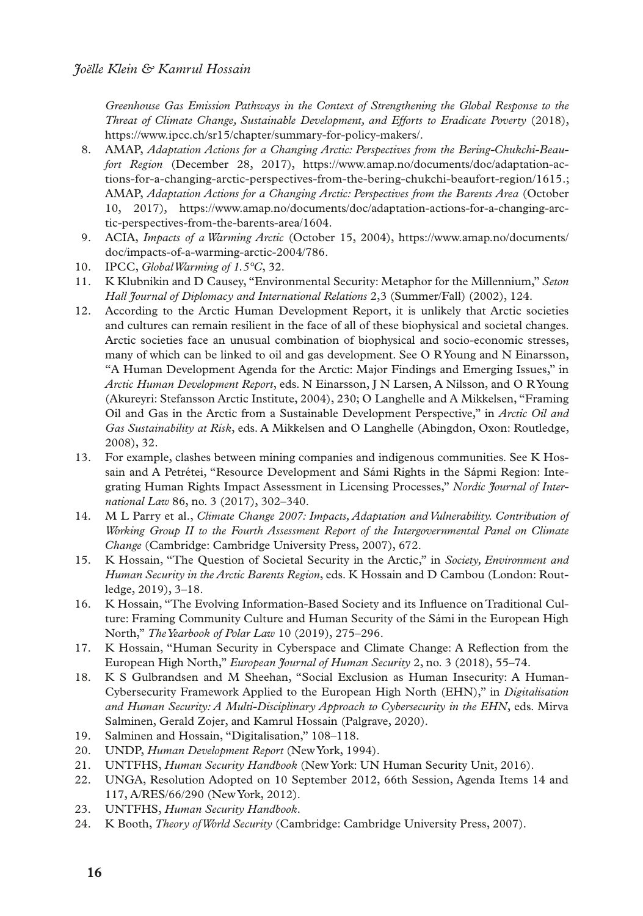*Greenhouse Gas Emission Pathways in the Context of Strengthening the Global Response to the Threat of Climate Change, Sustainable Development, and Efforts to Eradicate Poverty* (2018), https://www.ipcc.ch/sr15/chapter/summary-for-policy-makers/.

8. AMAP, *Adaptation Actions for a Changing Arctic: Perspectives from the Bering-Chukchi-Beaufort Region* (December 28, 2017), https://www.amap.no/documents/doc/adaptation-actions-for-a-changing-arctic-perspectives-from-the-bering-chukchi-beaufort-region/1615.; AMAP, *Adaptation Actions for a Changing Arctic: Perspectives from the Barents Area* (October 10, 2017), https://www.amap.no/documents/doc/adaptation-actions-for-a-changing-arctic-perspectives-from-the-barents-area/1604.
9. ACIA, *Impacts of a Warming Arctic* (October 15, 2004), https://www.amap.no/documents/doc/impacts-of-a-warming-arctic-2004/786.
10. IPCC, *Global Warming of 1.5°C*, 32.
11. K Klubnikin and D Causey, "Environmental Security: Metaphor for the Millennium," *Seton Hall Journal of Diplomacy and International Relations* 2,3 (Summer/Fall) (2002), 124.
12. According to the Arctic Human Development Report, it is unlikely that Arctic societies and cultures can remain resilient in the face of all of these biophysical and societal changes. Arctic societies face an unusual combination of biophysical and socio-economic stresses, many of which can be linked to oil and gas development. See O R Young and N Einarsson, "A Human Development Agenda for the Arctic: Major Findings and Emerging Issues," in *Arctic Human Development Report*, eds. N Einarsson, J N Larsen, A Nilsson, and O R Young (Akureyri: Stefansson Arctic Institute, 2004), 230; O Langhelle and A Mikkelsen, "Framing Oil and Gas in the Arctic from a Sustainable Development Perspective," in *Arctic Oil and Gas Sustainability at Risk*, eds. A Mikkelsen and O Langhelle (Abingdon, Oxon: Routledge, 2008), 32.
13. For example, clashes between mining companies and indigenous communities. See K Hossain and A Petrétei, "Resource Development and Sámi Rights in the Sápmi Region: Integrating Human Rights Impact Assessment in Licensing Processes," *Nordic Journal of International Law* 86, no. 3 (2017), 302–340.
14. M L Parry et al., *Climate Change 2007: Impacts, Adaptation and Vulnerability. Contribution of Working Group II to the Fourth Assessment Report of the Intergovernmental Panel on Climate Change* (Cambridge: Cambridge University Press, 2007), 672.
15. K Hossain, "The Question of Societal Security in the Arctic," in *Society, Environment and Human Security in the Arctic Barents Region*, eds. K Hossain and D Cambou (London: Routledge, 2019), 3–18.
16. K Hossain, "The Evolving Information-Based Society and its Influence on Traditional Culture: Framing Community Culture and Human Security of the Sámi in the European High North," *The Yearbook of Polar Law* 10 (2019), 275–296.
17. K Hossain, "Human Security in Cyberspace and Climate Change: A Reflection from the European High North," *European Journal of Human Security* 2, no. 3 (2018), 55–74.
18. K S Gulbrandsen and M Sheehan, "Social Exclusion as Human Insecurity: A Human-Cybersecurity Framework Applied to the European High North (EHN)," in *Digitalisation and Human Security: A Multi-Disciplinary Approach to Cybersecurity in the EHN*, eds. Mirva Salminen, Gerald Zojer, and Kamrul Hossain (Palgrave, 2020).
19. Salminen and Hossain, "Digitalisation," 108–118.
20. UNDP, *Human Development Report* (New York, 1994).
21. UNTFHS, *Human Security Handbook* (New York: UN Human Security Unit, 2016).
22. UNGA, Resolution Adopted on 10 September 2012, 66th Session, Agenda Items 14 and 117, A/RES/66/290 (New York, 2012).
23. UNTFHS, *Human Security Handbook*.
24. K Booth, *Theory of World Security* (Cambridge: Cambridge University Press, 2007).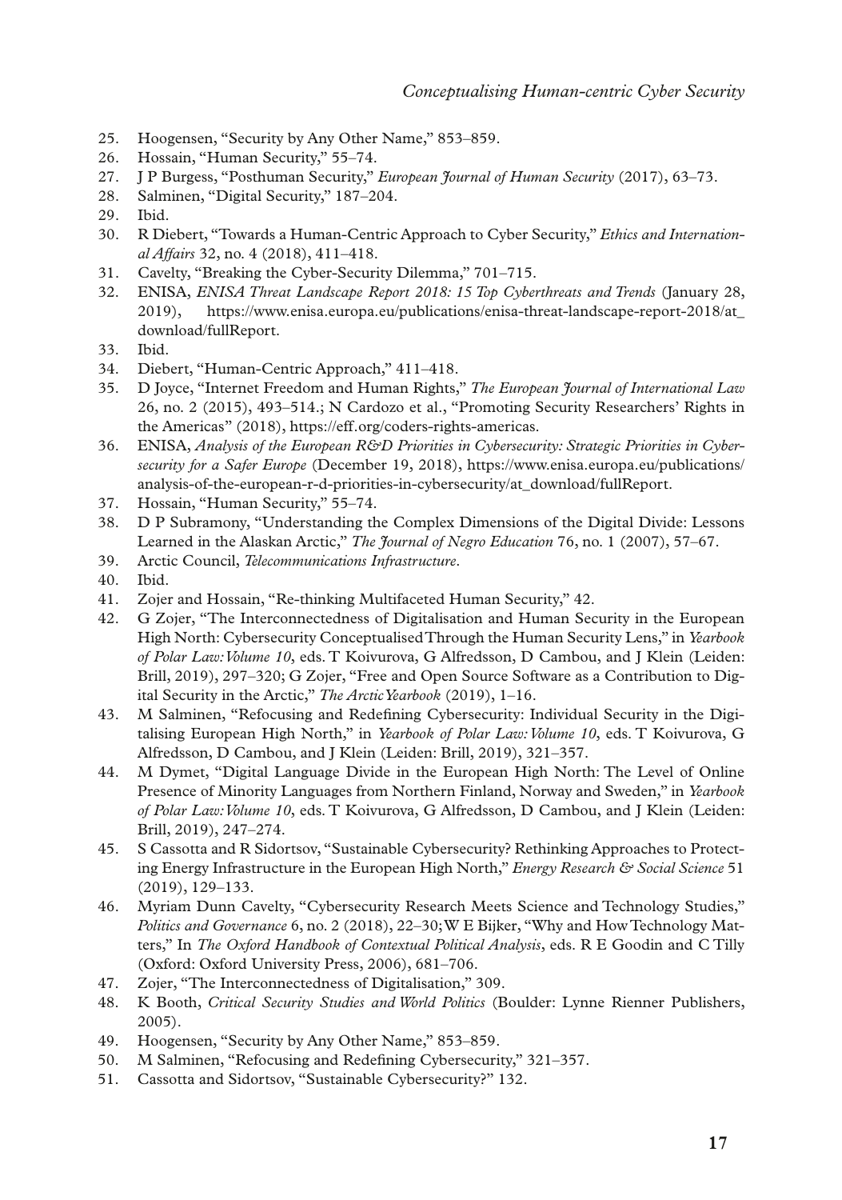25. Hoogensen, "Security by Any Other Name," 853–859.
26. Hossain, "Human Security," 55–74.
27. J P Burgess, "Posthuman Security," *European Journal of Human Security* (2017), 63–73.
28. Salminen, "Digital Security," 187–204.
29. Ibid.
30. R Diebert, "Towards a Human-Centric Approach to Cyber Security," *Ethics and International Affairs* 32, no. 4 (2018), 411–418.
31. Cavelty, "Breaking the Cyber-Security Dilemma," 701–715.
32. ENISA, *ENISA Threat Landscape Report 2018: 15 Top Cyberthreats and Trends* (January 28, 2019), https://www.enisa.europa.eu/publications/enisa-threat-landscape-report-2018/at_download/fullReport.
33. Ibid.
34. Diebert, "Human-Centric Approach," 411–418.
35. D Joyce, "Internet Freedom and Human Rights," *The European Journal of International Law* 26, no. 2 (2015), 493–514.; N Cardozo et al., "Promoting Security Researchers' Rights in the Americas" (2018), https://eff.org/coders-rights-americas.
36. ENISA, *Analysis of the European R&D Priorities in Cybersecurity: Strategic Priorities in Cybersecurity for a Safer Europe* (December 19, 2018), https://www.enisa.europa.eu/publications/analysis-of-the-european-r-d-priorities-in-cybersecurity/at_download/fullReport.
37. Hossain, "Human Security," 55–74.
38. D P Subramony, "Understanding the Complex Dimensions of the Digital Divide: Lessons Learned in the Alaskan Arctic," *The Journal of Negro Education* 76, no. 1 (2007), 57–67.
39. Arctic Council, *Telecommunications Infrastructure*.
40. Ibid.
41. Zojer and Hossain, "Re-thinking Multifaceted Human Security," 42.
42. G Zojer, "The Interconnectedness of Digitalisation and Human Security in the European High North: Cybersecurity Conceptualised Through the Human Security Lens," in *Yearbook of Polar Law: Volume 10*, eds. T Koivurova, G Alfredsson, D Cambou, and J Klein (Leiden: Brill, 2019), 297–320; G Zojer, "Free and Open Source Software as a Contribution to Digital Security in the Arctic," *The Arctic Yearbook* (2019), 1–16.
43. M Salminen, "Refocusing and Redefining Cybersecurity: Individual Security in the Digitalising European High North," in *Yearbook of Polar Law: Volume 10*, eds. T Koivurova, G Alfredsson, D Cambou, and J Klein (Leiden: Brill, 2019), 321–357.
44. M Dymet, "Digital Language Divide in the European High North: The Level of Online Presence of Minority Languages from Northern Finland, Norway and Sweden," in *Yearbook of Polar Law: Volume 10*, eds. T Koivurova, G Alfredsson, D Cambou, and J Klein (Leiden: Brill, 2019), 247–274.
45. S Cassotta and R Sidortsov, "Sustainable Cybersecurity? Rethinking Approaches to Protecting Energy Infrastructure in the European High North," *Energy Research & Social Science* 51 (2019), 129–133.
46. Myriam Dunn Cavelty, "Cybersecurity Research Meets Science and Technology Studies," *Politics and Governance* 6, no. 2 (2018), 22–30; W E Bijker, "Why and How Technology Matters," In *The Oxford Handbook of Contextual Political Analysis*, eds. R E Goodin and C Tilly (Oxford: Oxford University Press, 2006), 681–706.
47. Zojer, "The Interconnectedness of Digitalisation," 309.
48. K Booth, *Critical Security Studies and World Politics* (Boulder: Lynne Rienner Publishers, 2005).
49. Hoogensen, "Security by Any Other Name," 853–859.
50. M Salminen, "Refocusing and Redefining Cybersecurity," 321–357.
51. Cassotta and Sidortsov, "Sustainable Cybersecurity?" 132.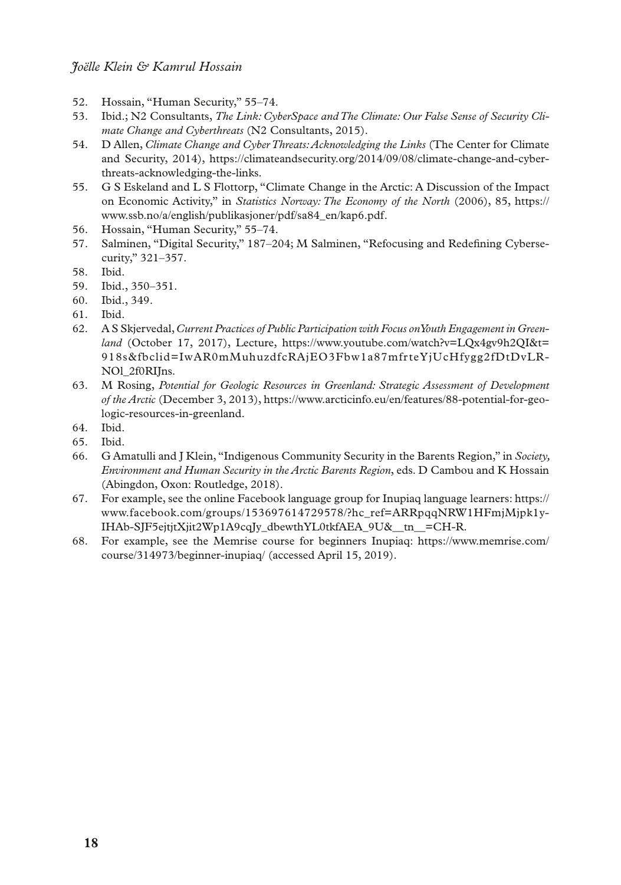52. Hossain, "Human Security," 55–74.
53. Ibid.; N2 Consultants, *The Link: CyberSpace and The Climate: Our False Sense of Security Climate Change and Cyberthreats* (N2 Consultants, 2015).
54. D Allen, *Climate Change and Cyber Threats: Acknowledging the Links* (The Center for Climate and Security, 2014), https://climateandsecurity.org/2014/09/08/climate-change-and-cyber-threats-acknowledging-the-links.
55. G S Eskeland and L S Flottorp, "Climate Change in the Arctic: A Discussion of the Impact on Economic Activity," in *Statistics Norway: The Economy of the North* (2006), 85, https://www.ssb.no/a/english/publikasjoner/pdf/sa84_en/kap6.pdf.
56. Hossain, "Human Security," 55–74.
57. Salminen, "Digital Security," 187–204; M Salminen, "Refocusing and Redefining Cybersecurity," 321–357.
58. Ibid.
59. Ibid., 350–351.
60. Ibid., 349.
61. Ibid.
62. A S Skjervedal, *Current Practices of Public Participation with Focus on Youth Engagement in Greenland* (October 17, 2017), Lecture, https://www.youtube.com/watch?v=LQx4gv9h2QI&t=918s&fbclid=IwAR0mMuhuzdfcRAjEO3Fbw1a87mfrteYjUcHfygg2fDtDvLR-NOl_2f0RIJns.
63. M Rosing, *Potential for Geologic Resources in Greenland: Strategic Assessment of Development of the Arctic* (December 3, 2013), https://www.arcticinfo.eu/en/features/88-potential-for-geologic-resources-in-greenland.
64. Ibid.
65. Ibid.
66. G Amatulli and J Klein, "Indigenous Community Security in the Barents Region," in *Society, Environment and Human Security in the Arctic Barents Region*, eds. D Cambou and K Hossain (Abingdon, Oxon: Routledge, 2018).
67. For example, see the online Facebook language group for Inupiaq language learners: https://www.facebook.com/groups/153697614729578/?hc_ref=ARRpqqNRW1HFmjMjpk1y-IHAb-SJF5ejtjtXjit2Wp1A9cqJy_dbewthYL0tkfAEA_9U&__tn__=CH-R.
68. For example, see the Memrise course for beginners Inupiaq: https://www.memrise.com/course/314973/beginner-inupiaq/ (accessed April 15, 2019).